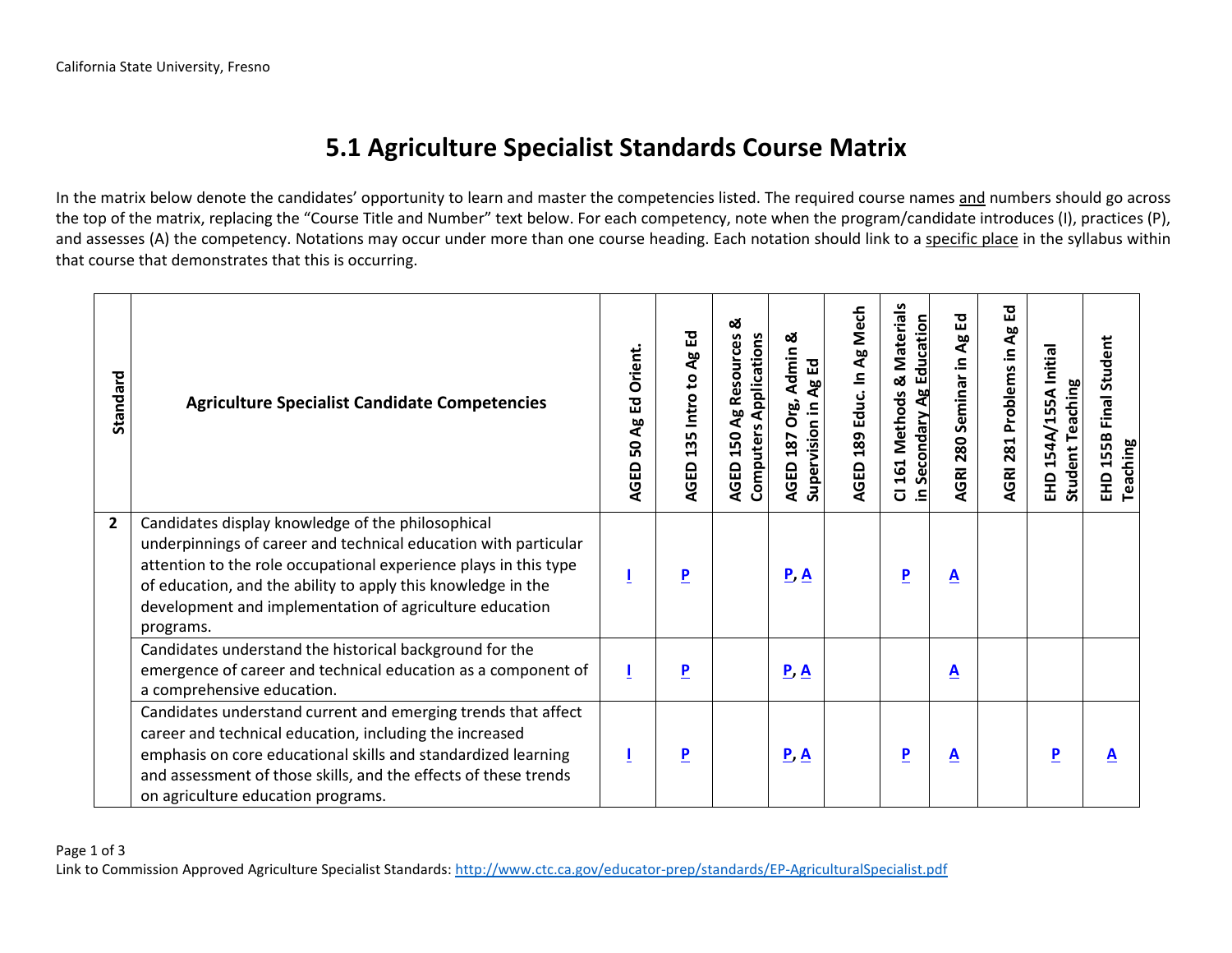California State University, Fresno

# 5.1 Agriculture Specialist Standards Course Matrix

In the matrix below denote the candidates' opportunity to learn and master the competencies listed. The required course names and numbers should go across the top of the matrix, replacing the "Course Title and Number" text below. For each competency, note when the program/candidate introduces (I), practices (P), and assesses (A) the competency. Notations may occur under more than one course heading. Each notation should link to a specific place in the syllabus within that course that demonstrates that this is occurring.

| Standard | Agriculture Specialist Candidate Competencies | AGED 50 Ag Ed Orient. | AGED 135 Intro to Ag Ed | AGED 150 Ag Resources & Computers Applications | AGED 187 Org, Admin & Supervision in Ag Ed | AGED 189 Educ. In Ag Mech | CI 161 Methods & Materials in Secondary Ag Education | AGRI 280 Seminar in Ag Ed | AGRI 281 Problems in Ag Ed | EHD 154A/155A Initial Student Teaching | EHD 155B Final Student Teaching |
|---|---|---|---|---|---|---|---|---|---|---|---|
| **2** | Candidates display knowledge of the philosophical underpinnings of career and technical education with particular attention to the role occupational experience plays in this type of education, and the ability to apply this knowledge in the development and implementation of agriculture education programs. | I | P | | P, A | | P | A | | | |
| | Candidates understand the historical background for the emergence of career and technical education as a component of a comprehensive education. | I | P | | P, A | | | A | | | |
| | Candidates understand current and emerging trends that affect career and technical education, including the increased emphasis on core educational skills and standardized learning and assessment of those skills, and the effects of these trends on agriculture education programs. | I | P | | P, A | | P | A | | P | A |

Link to Commission Approved Agriculture Specialist Standards: http://www.ctc.ca.gov/educator-prep/standards/EP-AgriculturalSpecialist.pdf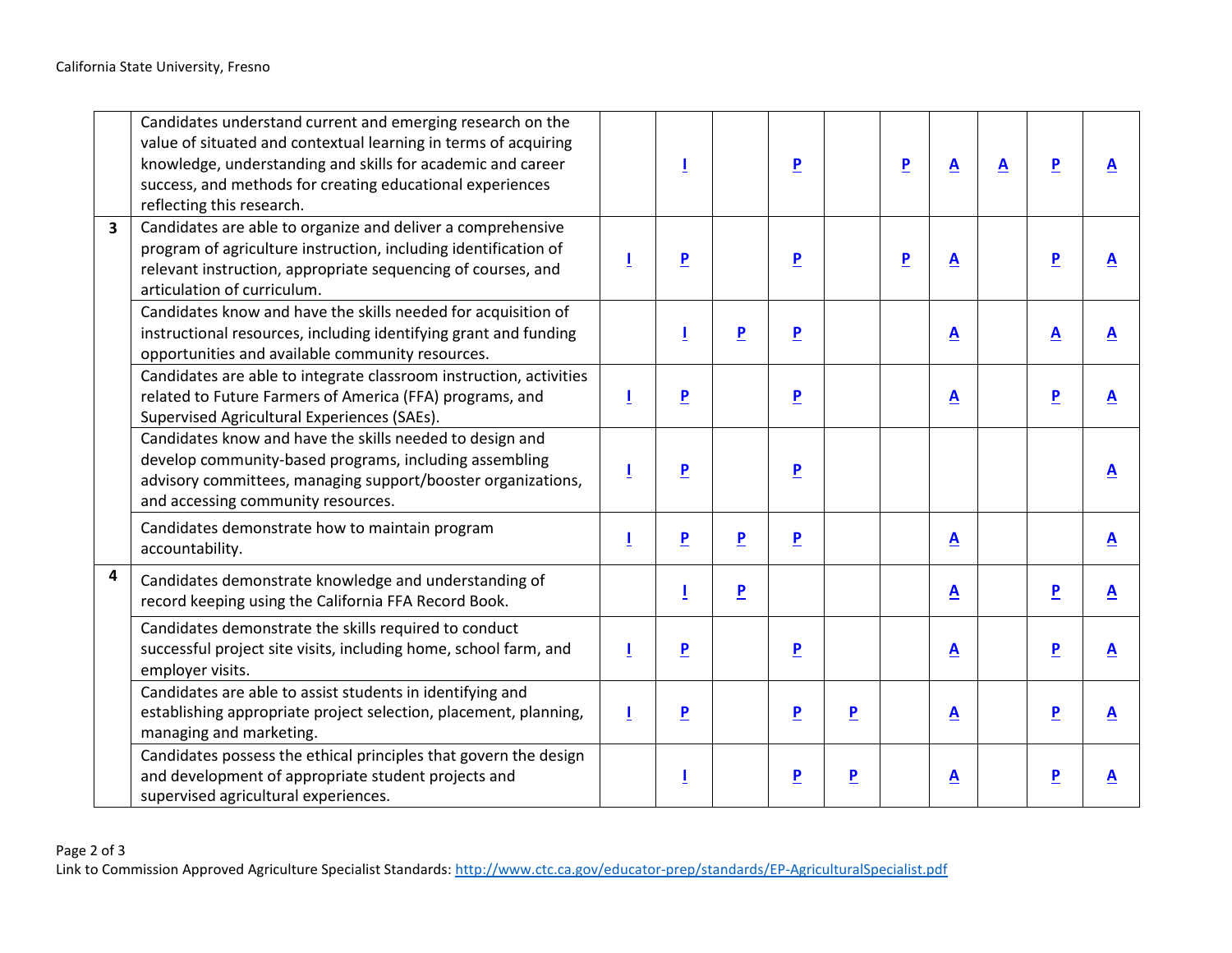| | | | | | | | | | | | |
|---|---|---|---|---|---|---|---|---|---|---|---|
| | Candidates understand current and emerging research on the value of situated and contextual learning in terms of acquiring knowledge, understanding and skills for academic and career success, and methods for creating educational experiences reflecting this research. | | I | | P | | P | A | A | P | A |
| **3** | Candidates are able to organize and deliver a comprehensive program of agriculture instruction, including identification of relevant instruction, appropriate sequencing of courses, and articulation of curriculum. | I | P | | P | | P | A | | P | A |
| | Candidates know and have the skills needed for acquisition of instructional resources, including identifying grant and funding opportunities and available community resources. | | I | P | P | | | A | | A | A |
| | Candidates are able to integrate classroom instruction, activities related to Future Farmers of America (FFA) programs, and Supervised Agricultural Experiences (SAEs). | I | P | | P | | | A | | P | A |
| | Candidates know and have the skills needed to design and develop community-based programs, including assembling advisory committees, managing support/booster organizations, and accessing community resources. | I | P | | P | | | | | | A |
| | Candidates demonstrate how to maintain program accountability. | I | P | P | P | | | A | | | A |
| **4** | Candidates demonstrate knowledge and understanding of record keeping using the California FFA Record Book. | | I | P | | | | A | | P | A |
| | Candidates demonstrate the skills required to conduct successful project site visits, including home, school farm, and employer visits. | I | P | | P | | | A | | P | A |
| | Candidates are able to assist students in identifying and establishing appropriate project selection, placement, planning, managing and marketing. | I | P | | P | P | | A | | P | A |
| | Candidates possess the ethical principles that govern the design and development of appropriate student projects and supervised agricultural experiences. | | I | | P | P | | A | | P | A |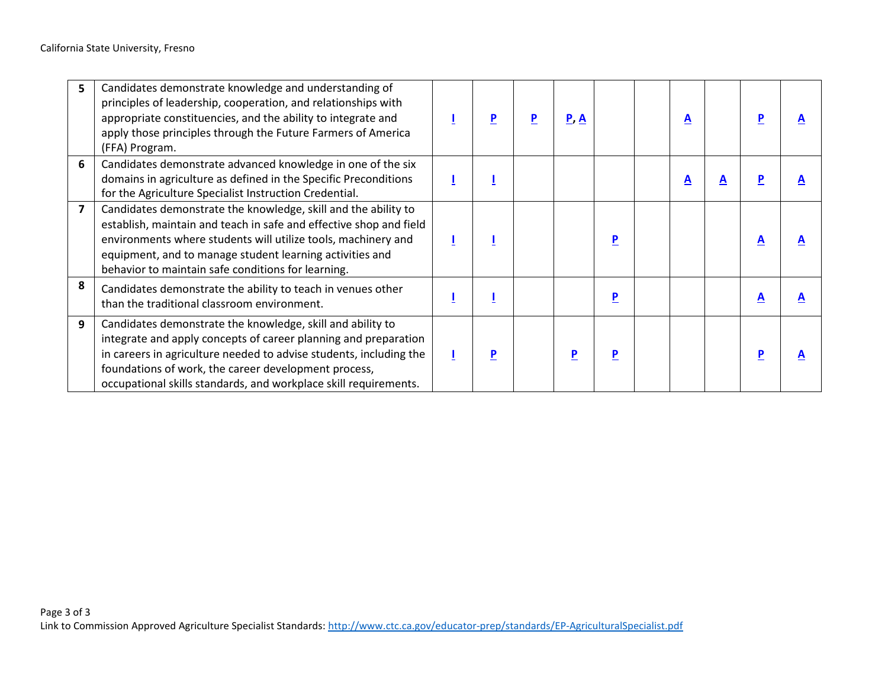| | | | | | | | | | | | |
|---|---|---|---|---|---|---|---|---|---|---|---|
| 5 | Candidates demonstrate knowledge and understanding of principles of leadership, cooperation, and relationships with appropriate constituencies, and the ability to integrate and apply those principles through the Future Farmers of America (FFA) Program. | I | P | P | P, A | | | A | | P | A |
| 6 | Candidates demonstrate advanced knowledge in one of the six domains in agriculture as defined in the Specific Preconditions for the Agriculture Specialist Instruction Credential. | I | I | | | | | A | A | P | A |
| 7 | Candidates demonstrate the knowledge, skill and the ability to establish, maintain and teach in safe and effective shop and field environments where students will utilize tools, machinery and equipment, and to manage student learning activities and behavior to maintain safe conditions for learning. | I | I | | | P | | | | A | A |
| 8 | Candidates demonstrate the ability to teach in venues other than the traditional classroom environment. | I | I | | | P | | | | A | A |
| 9 | Candidates demonstrate the knowledge, skill and ability to integrate and apply concepts of career planning and preparation in careers in agriculture needed to advise students, including the foundations of work, the career development process, occupational skills standards, and workplace skill requirements. | I | P | | P | P | | | | P | A |